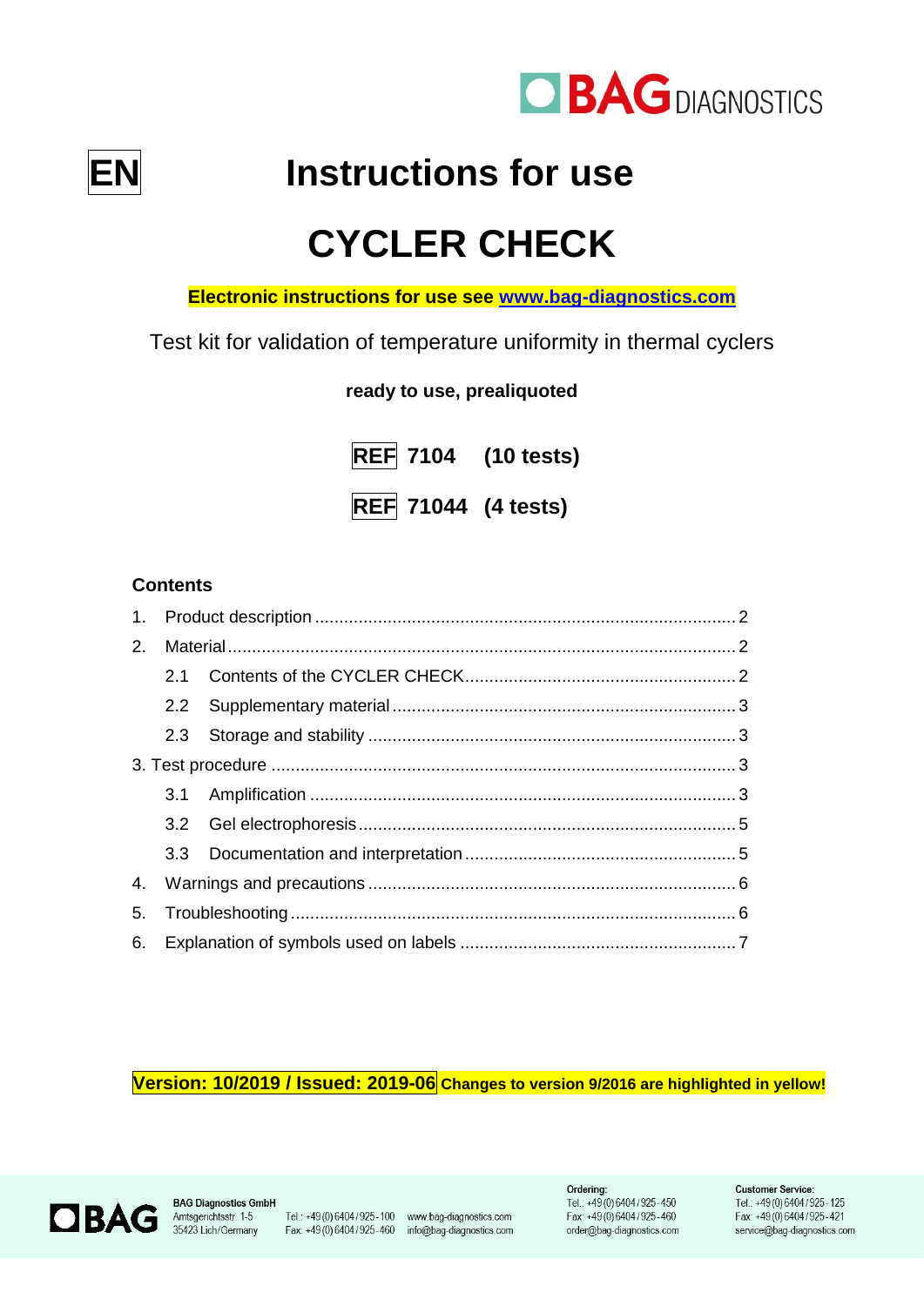**EN**

# Instructions for use

# CYCLER CHECK

**Electronic instructions for use see www.bag-diagnostics.com**

Test kit for validation of temperature uniformity in thermal cyclers

**ready to use, prealiquoted**

**REF 7104 (10 tests)**

**REF 71044 (4 tests)**

### Contents

1. Product description ........ 2
2. Material ........ 2
   - 2.1 Contents of the CYCLER CHECK ........ 2
   - 2.2 Supplementary material ........ 3
   - 2.3 Storage and stability ........ 3
3. Test procedure ........ 3
   - 3.1 Amplification ........ 3
   - 3.2 Gel electrophoresis ........ 5
   - 3.3 Documentation and interpretation ........ 5
4. Warnings and precautions ........ 6
5. Troubleshooting ........ 6
6. Explanation of symbols used on labels ........ 7

**Version: 10/2019 / Issued: 2019-06** **Changes to version 9/2016 are highlighted in yellow!**

**BAG Diagnostics GmbH**
Amtsgerichtsstr. 1-5
35423 Lich/Germany

Tel.: +49(0)6404/925-100
Fax: +49(0)6404/925-460

www.bag-diagnostics.com
info@bag-diagnostics.com

**Ordering:**
Tel.: +49(0)6404/925-450
Fax: +49(0)6404/925-460
order@bag-diagnostics.com

**Customer Service:**
Tel.: +49(0)6404/925-125
Fax: +49(0)6404/925-421
service@bag-diagnostics.com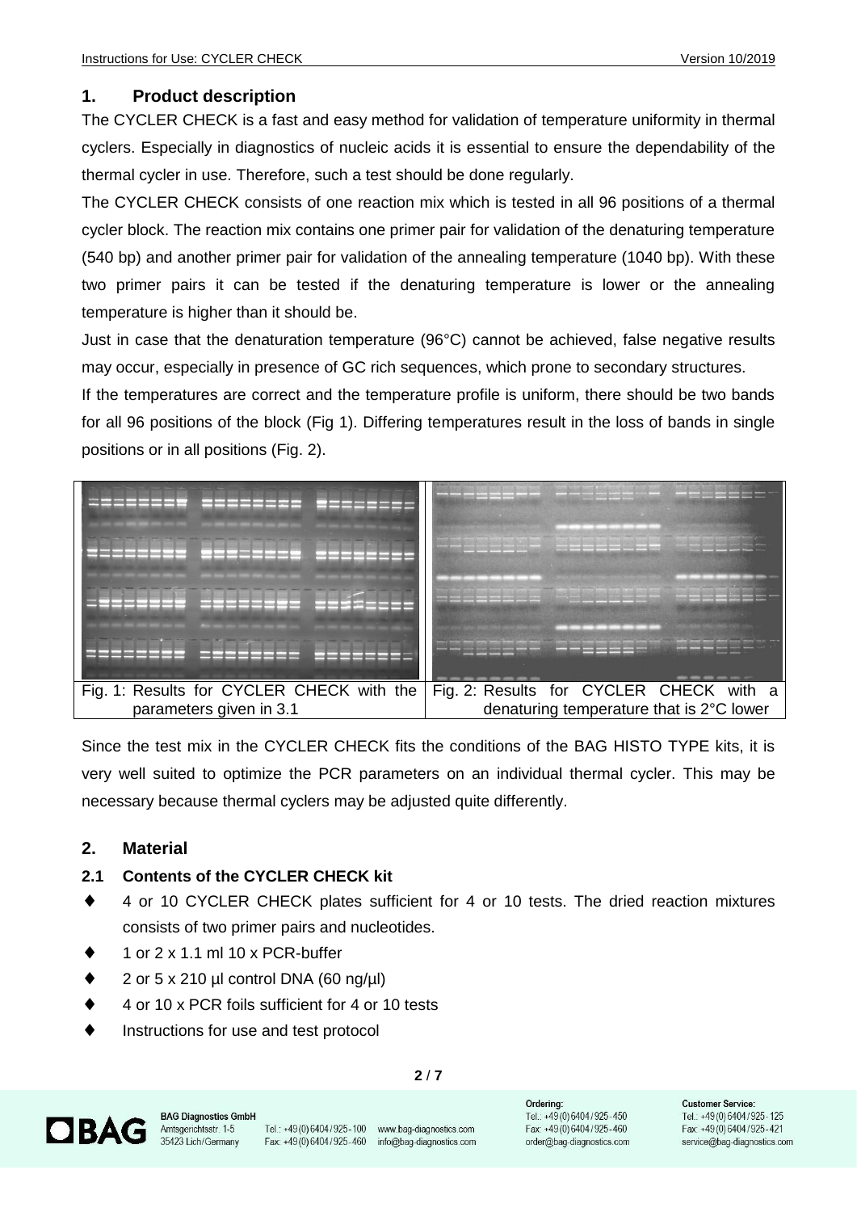## 1. Product description

The CYCLER CHECK is a fast and easy method for validation of temperature uniformity in thermal cyclers. Especially in diagnostics of nucleic acids it is essential to ensure the dependability of the thermal cycler in use. Therefore, such a test should be done regularly.

The CYCLER CHECK consists of one reaction mix which is tested in all 96 positions of a thermal cycler block. The reaction mix contains one primer pair for validation of the denaturing temperature (540 bp) and another primer pair for validation of the annealing temperature (1040 bp). With these two primer pairs it can be tested if the denaturing temperature is lower or the annealing temperature is higher than it should be.

Just in case that the denaturation temperature (96°C) cannot be achieved, false negative results may occur, especially in presence of GC rich sequences, which prone to secondary structures.

If the temperatures are correct and the temperature profile is uniform, there should be two bands for all 96 positions of the block (Fig 1). Differing temperatures result in the loss of bands in single positions or in all positions (Fig. 2).

| Fig. 1: Results for CYCLER CHECK with the parameters given in 3.1 | Fig. 2: Results for CYCLER CHECK with a denaturing temperature that is 2°C lower |
|---|---|

Since the test mix in the CYCLER CHECK fits the conditions of the BAG HISTO TYPE kits, it is very well suited to optimize the PCR parameters on an individual thermal cycler. This may be necessary because thermal cyclers may be adjusted quite differently.

## 2. Material

### 2.1 Contents of the CYCLER CHECK kit

- 4 or 10 CYCLER CHECK plates sufficient for 4 or 10 tests. The dried reaction mixtures consists of two primer pairs and nucleotides.
- 1 or 2 x 1.1 ml 10 x PCR-buffer
- 2 or 5 x 210 µl control DNA (60 ng/µl)
- 4 or 10 x PCR foils sufficient for 4 or 10 tests
- Instructions for use and test protocol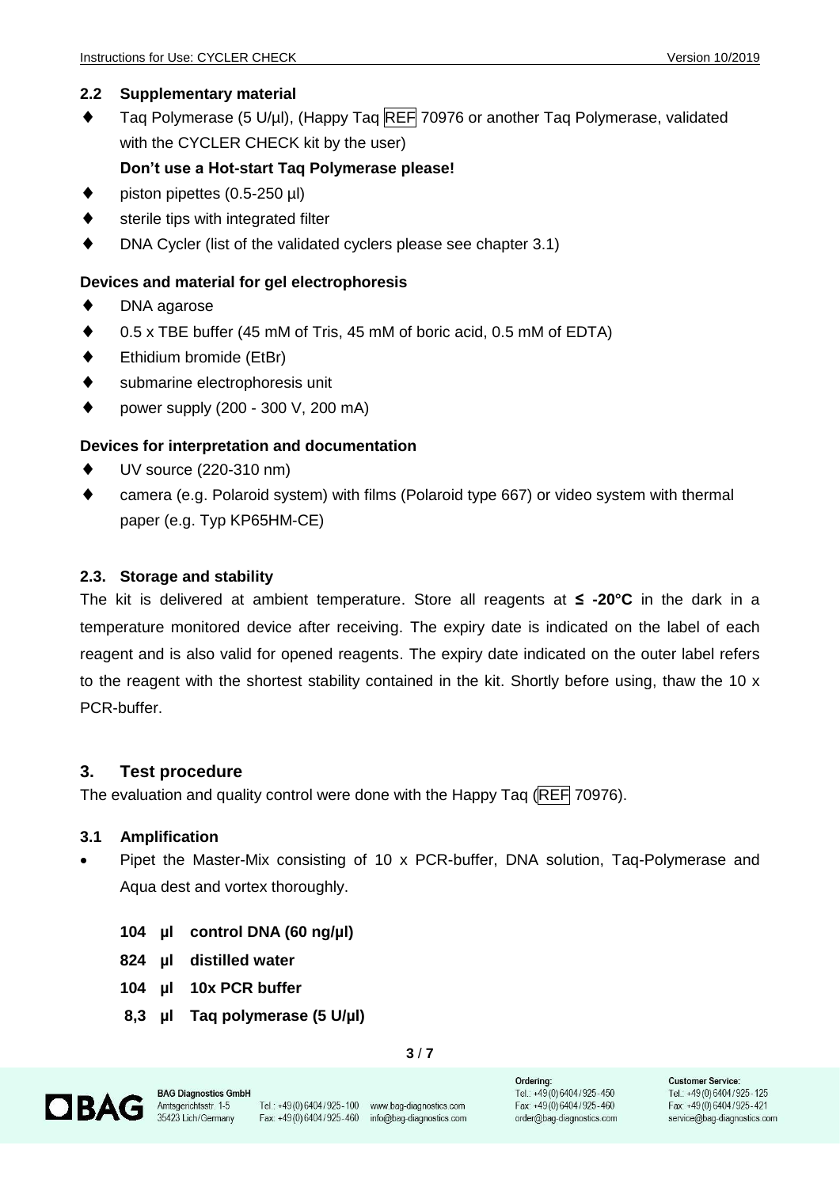### 2.2 Supplementary material

- Taq Polymerase (5 U/µl), (Happy Taq REF 70976 or another Taq Polymerase, validated with the CYCLER CHECK kit by the user)
  **Don't use a Hot-start Taq Polymerase please!**
- piston pipettes (0.5-250 µl)
- sterile tips with integrated filter
- DNA Cycler (list of the validated cyclers please see chapter 3.1)

**Devices and material for gel electrophoresis**

- DNA agarose
- 0.5 x TBE buffer (45 mM of Tris, 45 mM of boric acid, 0.5 mM of EDTA)
- Ethidium bromide (EtBr)
- submarine electrophoresis unit
- power supply (200 - 300 V, 200 mA)

**Devices for interpretation and documentation**

- UV source (220-310 nm)
- camera (e.g. Polaroid system) with films (Polaroid type 667) or video system with thermal paper (e.g. Typ KP65HM-CE)

### 2.3. Storage and stability

The kit is delivered at ambient temperature. Store all reagents at **≤ -20°C** in the dark in a temperature monitored device after receiving. The expiry date is indicated on the label of each reagent and is also valid for opened reagents. The expiry date indicated on the outer label refers to the reagent with the shortest stability contained in the kit. Shortly before using, thaw the 10 x PCR-buffer.

## 3. Test procedure

The evaluation and quality control were done with the Happy Taq (REF 70976).

### 3.1 Amplification

- Pipet the Master-Mix consisting of 10 x PCR-buffer, DNA solution, Taq-Polymerase and Aqua dest and vortex thoroughly.

  **104 µl control DNA (60 ng/µl)**

  **824 µl distilled water**

  **104 µl 10x PCR buffer**

  **8,3 µl Taq polymerase (5 U/µl)**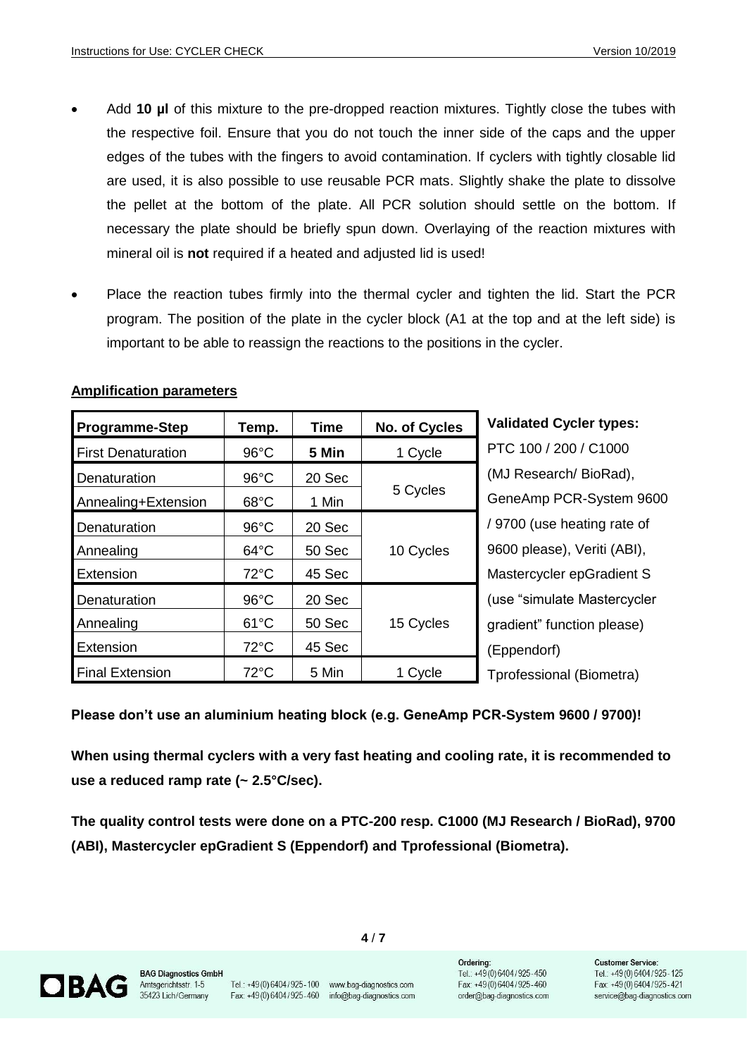- Add **10 µl** of this mixture to the pre-dropped reaction mixtures. Tightly close the tubes with the respective foil. Ensure that you do not touch the inner side of the caps and the upper edges of the tubes with the fingers to avoid contamination. If cyclers with tightly closable lid are used, it is also possible to use reusable PCR mats. Slightly shake the plate to dissolve the pellet at the bottom of the plate. All PCR solution should settle on the bottom. If necessary the plate should be briefly spun down. Overlaying of the reaction mixtures with mineral oil is **not** required if a heated and adjusted lid is used!

- Place the reaction tubes firmly into the thermal cycler and tighten the lid. Start the PCR program. The position of the plate in the cycler block (A1 at the top and at the left side) is important to be able to reassign the reactions to the positions in the cycler.

**Amplification parameters**

| Programme-Step | Temp. | Time | No. of Cycles |
|---|---|---|---|
| First Denaturation | 96°C | **5 Min** | 1 Cycle |
| Denaturation | 96°C | 20 Sec | 5 Cycles |
| Annealing+Extension | 68°C | 1 Min | |
| Denaturation | 96°C | 20 Sec | 10 Cycles |
| Annealing | 64°C | 50 Sec | |
| Extension | 72°C | 45 Sec | |
| Denaturation | 96°C | 20 Sec | 15 Cycles |
| Annealing | 61°C | 50 Sec | |
| Extension | 72°C | 45 Sec | |
| Final Extension | 72°C | 5 Min | 1 Cycle |

**Validated Cycler types:**
PTC 100 / 200 / C1000 (MJ Research/ BioRad), GeneAmp PCR-System 9600 / 9700 (use heating rate of 9600 please), Veriti (ABI), Mastercycler epGradient S (use "simulate Mastercycler gradient" function please) (Eppendorf) Tprofessional (Biometra)

**Please don't use an aluminium heating block (e.g. GeneAmp PCR-System 9600 / 9700)!**

**When using thermal cyclers with a very fast heating and cooling rate, it is recommended to use a reduced ramp rate (~ 2.5°C/sec).**

**The quality control tests were done on a PTC-200 resp. C1000 (MJ Research / BioRad), 9700 (ABI), Mastercycler epGradient S (Eppendorf) and Tprofessional (Biometra).**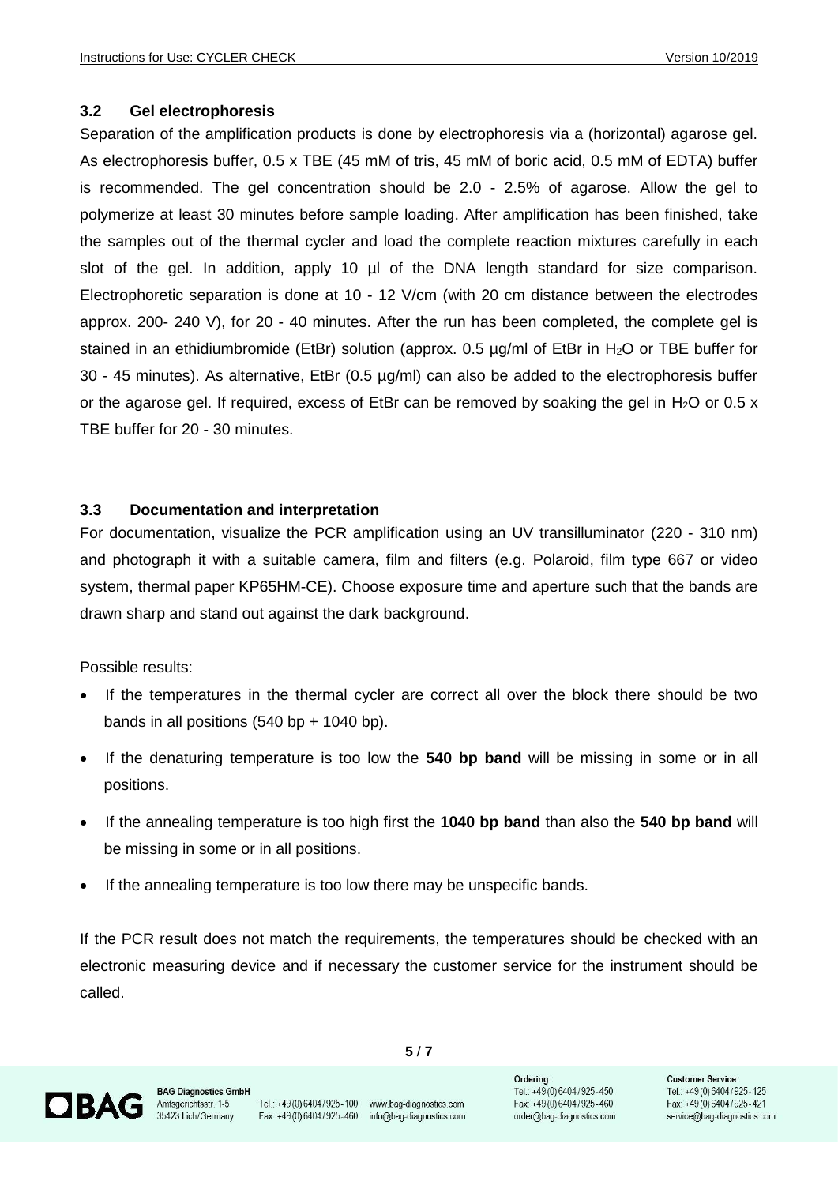### 3.2 Gel electrophoresis

Separation of the amplification products is done by electrophoresis via a (horizontal) agarose gel. As electrophoresis buffer, 0.5 x TBE (45 mM of tris, 45 mM of boric acid, 0.5 mM of EDTA) buffer is recommended. The gel concentration should be 2.0 - 2.5% of agarose. Allow the gel to polymerize at least 30 minutes before sample loading. After amplification has been finished, take the samples out of the thermal cycler and load the complete reaction mixtures carefully in each slot of the gel. In addition, apply 10 µl of the DNA length standard for size comparison. Electrophoretic separation is done at 10 - 12 V/cm (with 20 cm distance between the electrodes approx. 200- 240 V), for 20 - 40 minutes. After the run has been completed, the complete gel is stained in an ethidiumbromide (EtBr) solution (approx. 0.5 µg/ml of EtBr in $H_2O$ or TBE buffer for 30 - 45 minutes). As alternative, EtBr (0.5 µg/ml) can also be added to the electrophoresis buffer or the agarose gel. If required, excess of EtBr can be removed by soaking the gel in $H_2O$ or 0.5 x TBE buffer for 20 - 30 minutes.

### 3.3 Documentation and interpretation

For documentation, visualize the PCR amplification using an UV transilluminator (220 - 310 nm) and photograph it with a suitable camera, film and filters (e.g. Polaroid, film type 667 or video system, thermal paper KP65HM-CE). Choose exposure time and aperture such that the bands are drawn sharp and stand out against the dark background.

Possible results:

- If the temperatures in the thermal cycler are correct all over the block there should be two bands in all positions (540 bp + 1040 bp).
- If the denaturing temperature is too low the **540 bp band** will be missing in some or in all positions.
- If the annealing temperature is too high first the **1040 bp band** than also the **540 bp band** will be missing in some or in all positions.
- If the annealing temperature is too low there may be unspecific bands.

If the PCR result does not match the requirements, the temperatures should be checked with an electronic measuring device and if necessary the customer service for the instrument should be called.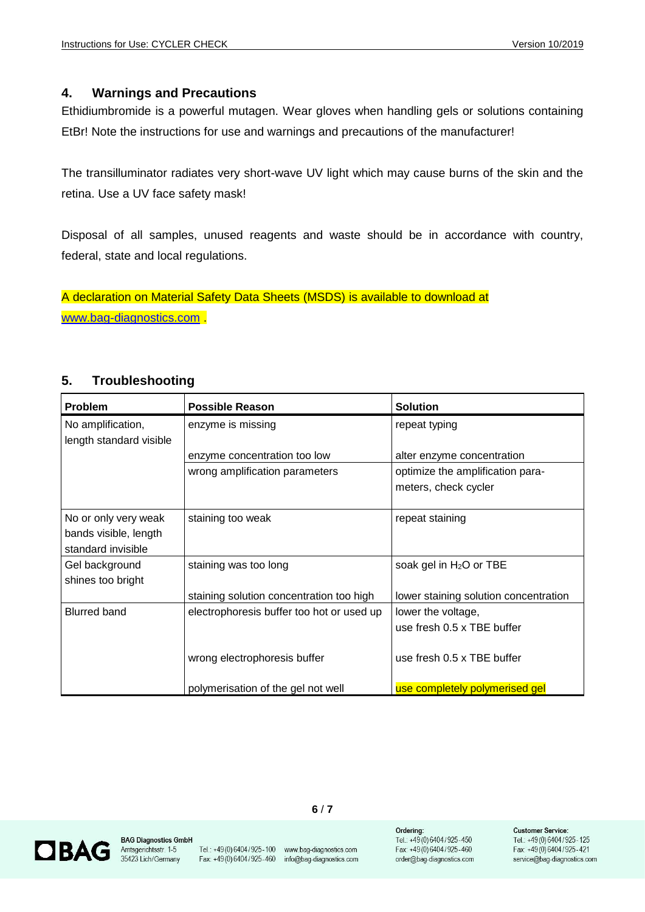## 4. Warnings and Precautions

Ethidiumbromide is a powerful mutagen. Wear gloves when handling gels or solutions containing EtBr! Note the instructions for use and warnings and precautions of the manufacturer!

The transilluminator radiates very short-wave UV light which may cause burns of the skin and the retina. Use a UV face safety mask!

Disposal of all samples, unused reagents and waste should be in accordance with country, federal, state and local regulations.

A declaration on Material Safety Data Sheets (MSDS) is available to download at www.bag-diagnostics.com .

## 5. Troubleshooting

| Problem | Possible Reason | Solution |
|---|---|---|
| No amplification, length standard visible | enzyme is missing | repeat typing |
| | enzyme concentration too low | alter enzyme concentration |
| | wrong amplification parameters | optimize the amplification parameters, check cycler |
| No or only very weak bands visible, length standard invisible | staining too weak | repeat staining |
| Gel background shines too bright | staining was too long | soak gel in $H_2O$ or TBE |
| | staining solution concentration too high | lower staining solution concentration |
| Blurred band | electrophoresis buffer too hot or used up | lower the voltage, use fresh 0.5 x TBE buffer |
| | wrong electrophoresis buffer | use fresh 0.5 x TBE buffer |
| | polymerisation of the gel not well | use completely polymerised gel |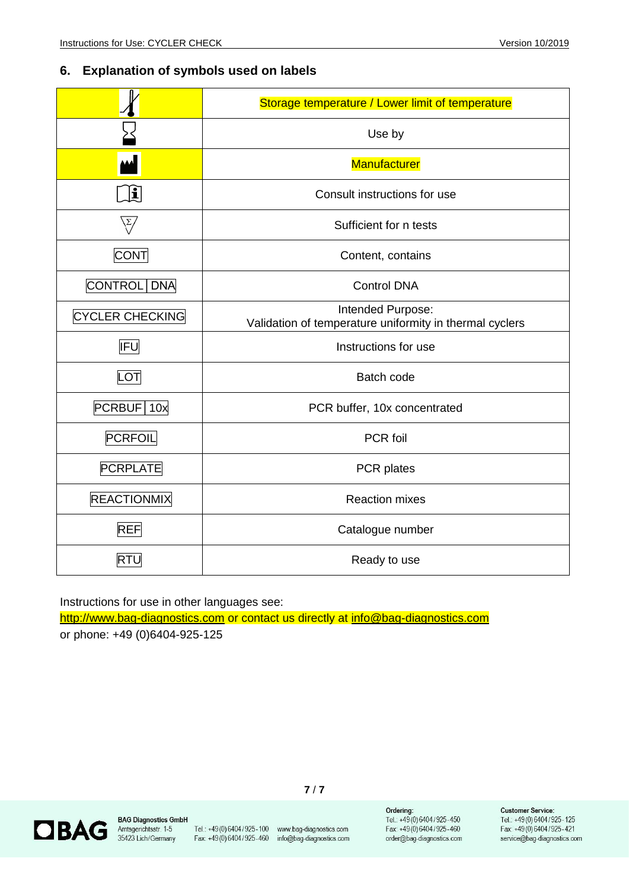## 6. Explanation of symbols used on labels

| | |
|---|---|
| 🌡 | Storage temperature / Lower limit of temperature |
| ⧖ | Use by |
| 🏭 | Manufacturer |
| 🕮 | Consult instructions for use |
| Σ | Sufficient for n tests |
| CONT | Content, contains |
| CONTROL \| DNA | Control DNA |
| CYCLER CHECKING | Intended Purpose:<br>Validation of temperature uniformity in thermal cyclers |
| IFU | Instructions for use |
| LOT | Batch code |
| PCRBUF \| 10x | PCR buffer, 10x concentrated |
| PCRFOIL | PCR foil |
| PCRPLATE | PCR plates |
| REACTIONMIX | Reaction mixes |
| REF | Catalogue number |
| RTU | Ready to use |

Instructions for use in other languages see:
http://www.bag-diagnostics.com or contact us directly at info@bag-diagnostics.com
or phone: +49 (0)6404-925-125